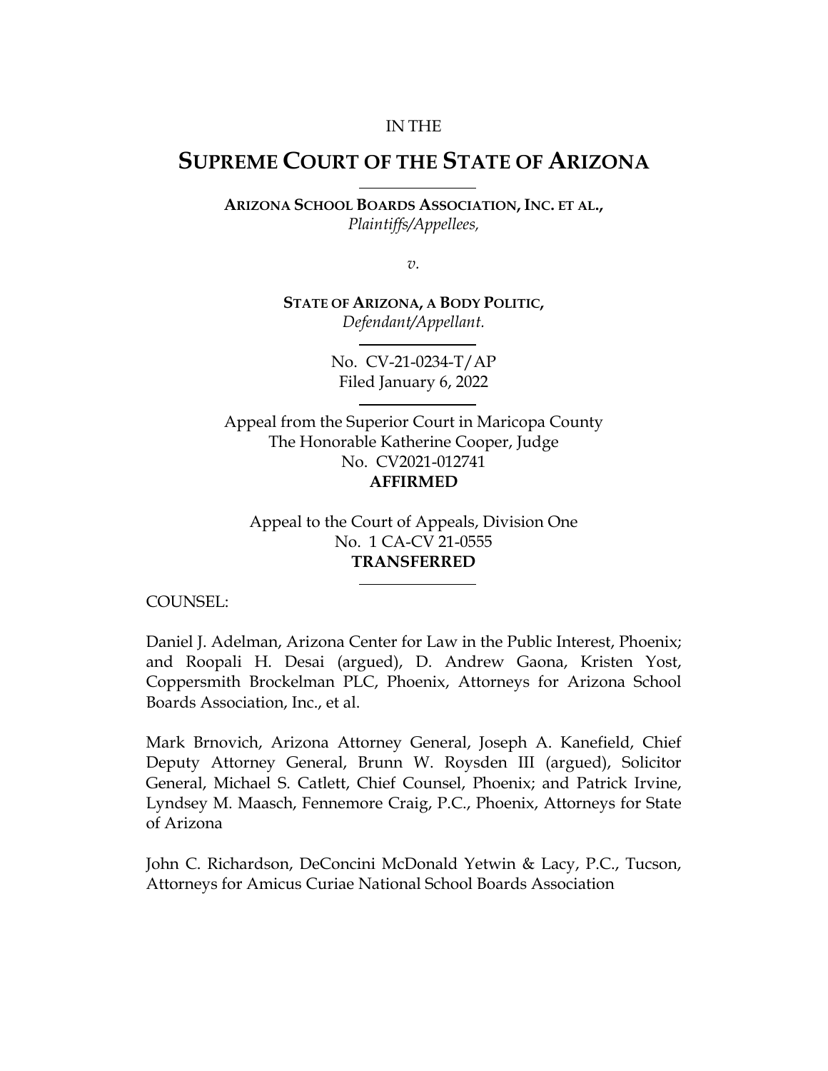IN THE

# SUPREME COURT OF THE STATE OF ARIZONA

**ARIZONA SCHOOL BOARDS ASSOCIATION, INC. ET AL.,**
*Plaintiffs/Appellees,*

*v.*

**STATE OF ARIZONA, A BODY POLITIC,**
*Defendant/Appellant.*

No. CV-21-0234-T/AP
Filed January 6, 2022

Appeal from the Superior Court in Maricopa County
The Honorable Katherine Cooper, Judge
No. CV2021-012741
**AFFIRMED**

Appeal to the Court of Appeals, Division One
No. 1 CA-CV 21-0555
**TRANSFERRED**

COUNSEL:

Daniel J. Adelman, Arizona Center for Law in the Public Interest, Phoenix; and Roopali H. Desai (argued), D. Andrew Gaona, Kristen Yost, Coppersmith Brockelman PLC, Phoenix, Attorneys for Arizona School Boards Association, Inc., et al.

Mark Brnovich, Arizona Attorney General, Joseph A. Kanefield, Chief Deputy Attorney General, Brunn W. Roysden III (argued), Solicitor General, Michael S. Catlett, Chief Counsel, Phoenix; and Patrick Irvine, Lyndsey M. Maasch, Fennemore Craig, P.C., Phoenix, Attorneys for State of Arizona

John C. Richardson, DeConcini McDonald Yetwin & Lacy, P.C., Tucson, Attorneys for Amicus Curiae National School Boards Association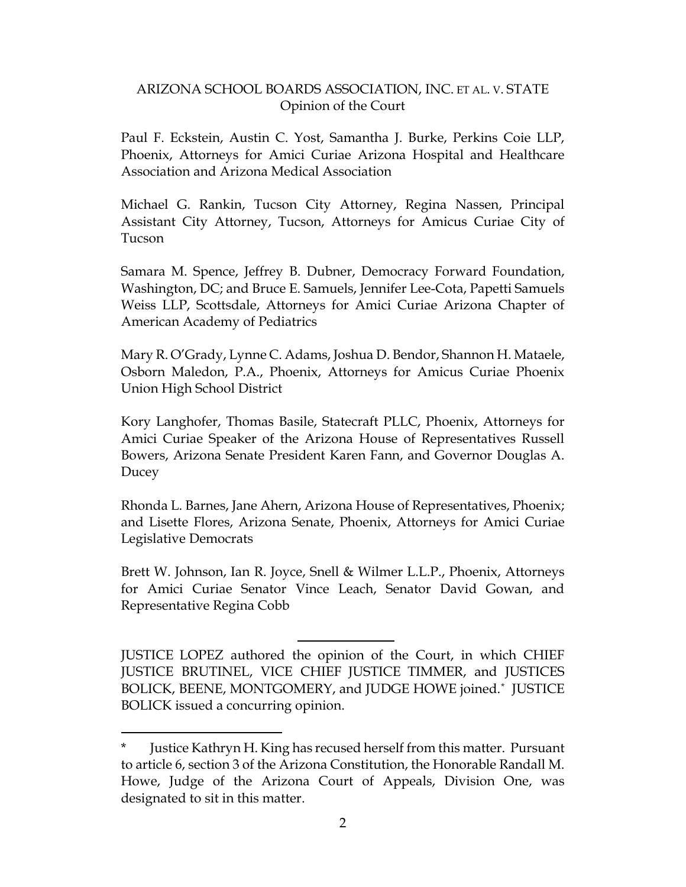Paul F. Eckstein, Austin C. Yost, Samantha J. Burke, Perkins Coie LLP, Phoenix, Attorneys for Amici Curiae Arizona Hospital and Healthcare Association and Arizona Medical Association

Michael G. Rankin, Tucson City Attorney, Regina Nassen, Principal Assistant City Attorney, Tucson, Attorneys for Amicus Curiae City of Tucson

Samara M. Spence, Jeffrey B. Dubner, Democracy Forward Foundation, Washington, DC; and Bruce E. Samuels, Jennifer Lee-Cota, Papetti Samuels Weiss LLP, Scottsdale, Attorneys for Amici Curiae Arizona Chapter of American Academy of Pediatrics

Mary R. O'Grady, Lynne C. Adams, Joshua D. Bendor, Shannon H. Mataele, Osborn Maledon, P.A., Phoenix, Attorneys for Amicus Curiae Phoenix Union High School District

Kory Langhofer, Thomas Basile, Statecraft PLLC, Phoenix, Attorneys for Amici Curiae Speaker of the Arizona House of Representatives Russell Bowers, Arizona Senate President Karen Fann, and Governor Douglas A. Ducey

Rhonda L. Barnes, Jane Ahern, Arizona House of Representatives, Phoenix; and Lisette Flores, Arizona Senate, Phoenix, Attorneys for Amici Curiae Legislative Democrats

Brett W. Johnson, Ian R. Joyce, Snell & Wilmer L.L.P., Phoenix, Attorneys for Amici Curiae Senator Vince Leach, Senator David Gowan, and Representative Regina Cobb

---

JUSTICE LOPEZ authored the opinion of the Court, in which CHIEF JUSTICE BRUTINEL, VICE CHIEF JUSTICE TIMMER, and JUSTICES BOLICK, BEENE, MONTGOMERY, and JUDGE HOWE joined.* JUSTICE BOLICK issued a concurring opinion.

---

\* Justice Kathryn H. King has recused herself from this matter. Pursuant to article 6, section 3 of the Arizona Constitution, the Honorable Randall M. Howe, Judge of the Arizona Court of Appeals, Division One, was designated to sit in this matter.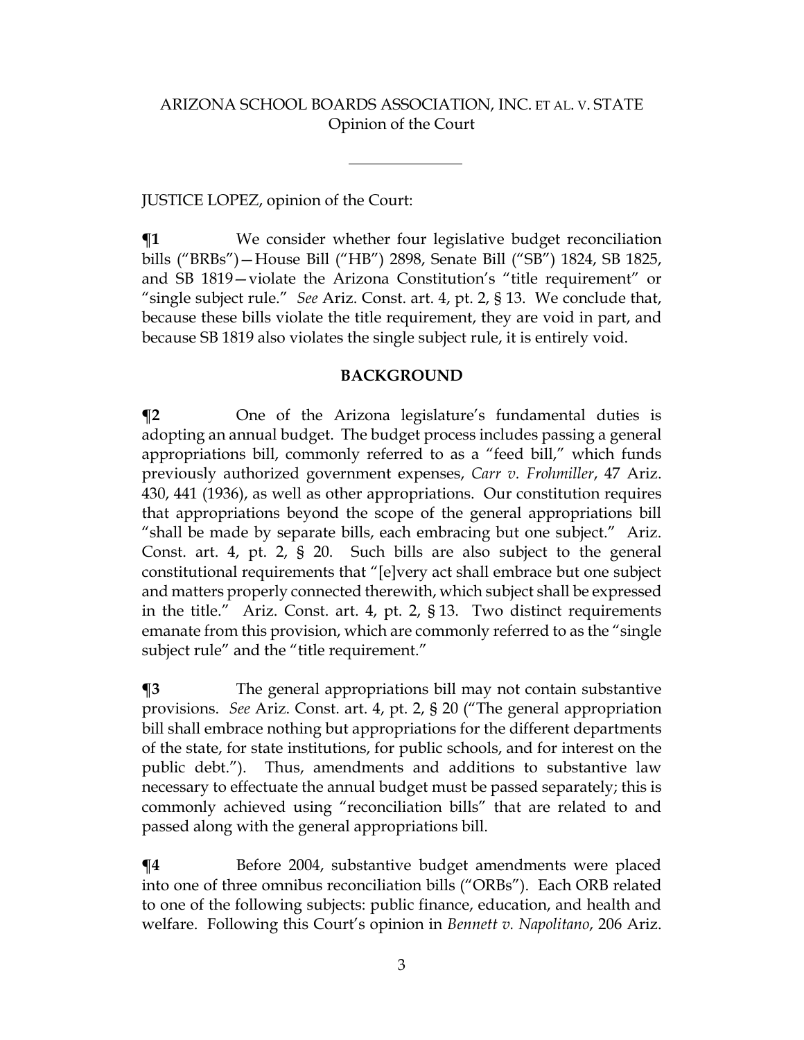JUSTICE LOPEZ, opinion of the Court:

**¶1** We consider whether four legislative budget reconciliation bills ("BRBs")—House Bill ("HB") 2898, Senate Bill ("SB") 1824, SB 1825, and SB 1819—violate the Arizona Constitution's "title requirement" or "single subject rule." *See* Ariz. Const. art. 4, pt. 2, § 13. We conclude that, because these bills violate the title requirement, they are void in part, and because SB 1819 also violates the single subject rule, it is entirely void.

## BACKGROUND

**¶2** One of the Arizona legislature's fundamental duties is adopting an annual budget. The budget process includes passing a general appropriations bill, commonly referred to as a "feed bill," which funds previously authorized government expenses, *Carr v. Frohmiller*, 47 Ariz. 430, 441 (1936), as well as other appropriations. Our constitution requires that appropriations beyond the scope of the general appropriations bill "shall be made by separate bills, each embracing but one subject." Ariz. Const. art. 4, pt. 2, § 20. Such bills are also subject to the general constitutional requirements that "[e]very act shall embrace but one subject and matters properly connected therewith, which subject shall be expressed in the title." Ariz. Const. art. 4, pt. 2, § 13. Two distinct requirements emanate from this provision, which are commonly referred to as the "single subject rule" and the "title requirement."

**¶3** The general appropriations bill may not contain substantive provisions. *See* Ariz. Const. art. 4, pt. 2, § 20 ("The general appropriation bill shall embrace nothing but appropriations for the different departments of the state, for state institutions, for public schools, and for interest on the public debt."). Thus, amendments and additions to substantive law necessary to effectuate the annual budget must be passed separately; this is commonly achieved using "reconciliation bills" that are related to and passed along with the general appropriations bill.

**¶4** Before 2004, substantive budget amendments were placed into one of three omnibus reconciliation bills ("ORBs"). Each ORB related to one of the following subjects: public finance, education, and health and welfare. Following this Court's opinion in *Bennett v. Napolitano*, 206 Ariz.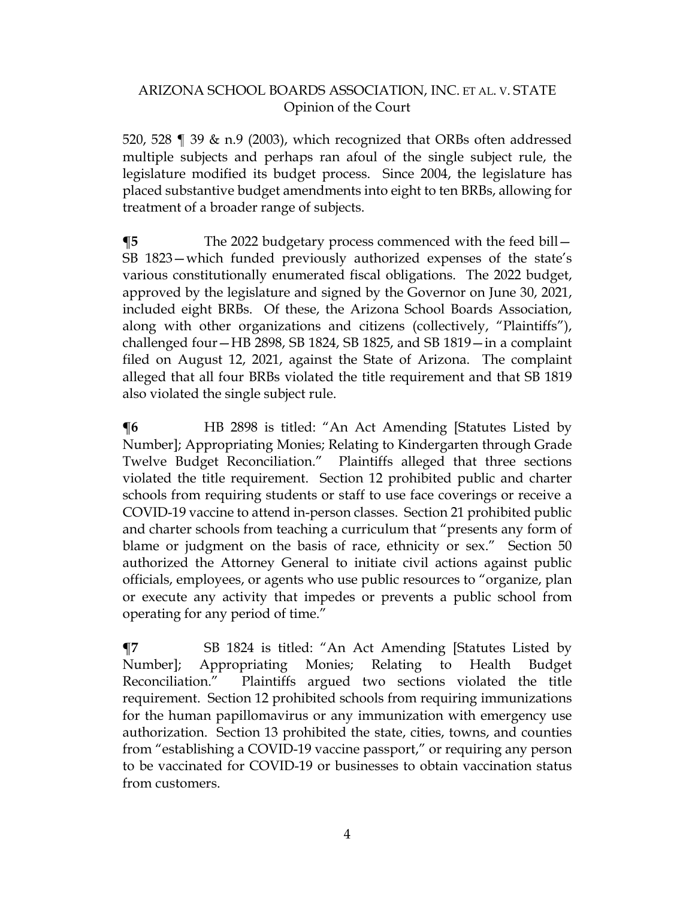520, 528 ¶ 39 & n.9 (2003), which recognized that ORBs often addressed multiple subjects and perhaps ran afoul of the single subject rule, the legislature modified its budget process. Since 2004, the legislature has placed substantive budget amendments into eight to ten BRBs, allowing for treatment of a broader range of subjects.

**¶5** The 2022 budgetary process commenced with the feed bill—SB 1823—which funded previously authorized expenses of the state's various constitutionally enumerated fiscal obligations. The 2022 budget, approved by the legislature and signed by the Governor on June 30, 2021, included eight BRBs. Of these, the Arizona School Boards Association, along with other organizations and citizens (collectively, "Plaintiffs"), challenged four—HB 2898, SB 1824, SB 1825, and SB 1819—in a complaint filed on August 12, 2021, against the State of Arizona. The complaint alleged that all four BRBs violated the title requirement and that SB 1819 also violated the single subject rule.

**¶6** HB 2898 is titled: "An Act Amending [Statutes Listed by Number]; Appropriating Monies; Relating to Kindergarten through Grade Twelve Budget Reconciliation." Plaintiffs alleged that three sections violated the title requirement. Section 12 prohibited public and charter schools from requiring students or staff to use face coverings or receive a COVID-19 vaccine to attend in-person classes. Section 21 prohibited public and charter schools from teaching a curriculum that "presents any form of blame or judgment on the basis of race, ethnicity or sex." Section 50 authorized the Attorney General to initiate civil actions against public officials, employees, or agents who use public resources to "organize, plan or execute any activity that impedes or prevents a public school from operating for any period of time."

**¶7** SB 1824 is titled: "An Act Amending [Statutes Listed by Number]; Appropriating Monies; Relating to Health Budget Reconciliation." Plaintiffs argued two sections violated the title requirement. Section 12 prohibited schools from requiring immunizations for the human papillomavirus or any immunization with emergency use authorization. Section 13 prohibited the state, cities, towns, and counties from "establishing a COVID-19 vaccine passport," or requiring any person to be vaccinated for COVID-19 or businesses to obtain vaccination status from customers.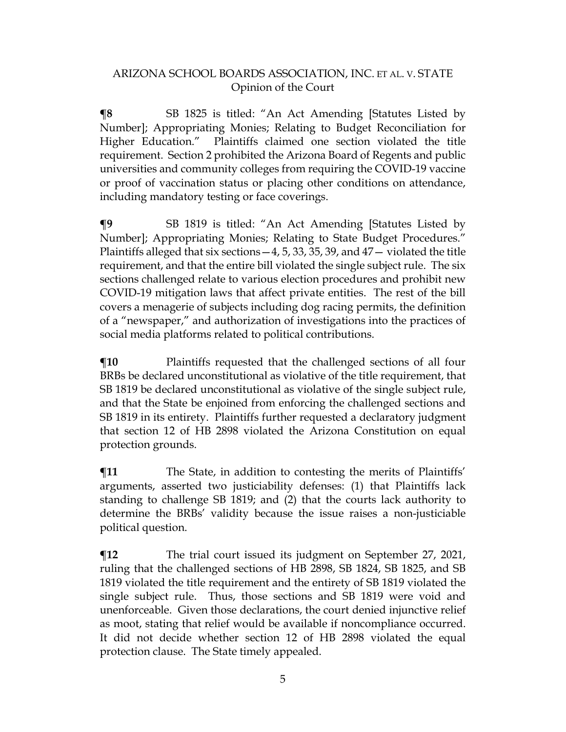**¶8** SB 1825 is titled: "An Act Amending [Statutes Listed by Number]; Appropriating Monies; Relating to Budget Reconciliation for Higher Education." Plaintiffs claimed one section violated the title requirement. Section 2 prohibited the Arizona Board of Regents and public universities and community colleges from requiring the COVID-19 vaccine or proof of vaccination status or placing other conditions on attendance, including mandatory testing or face coverings.

**¶9** SB 1819 is titled: "An Act Amending [Statutes Listed by Number]; Appropriating Monies; Relating to State Budget Procedures." Plaintiffs alleged that six sections—4, 5, 33, 35, 39, and 47— violated the title requirement, and that the entire bill violated the single subject rule. The six sections challenged relate to various election procedures and prohibit new COVID-19 mitigation laws that affect private entities. The rest of the bill covers a menagerie of subjects including dog racing permits, the definition of a "newspaper," and authorization of investigations into the practices of social media platforms related to political contributions.

**¶10** Plaintiffs requested that the challenged sections of all four BRBs be declared unconstitutional as violative of the title requirement, that SB 1819 be declared unconstitutional as violative of the single subject rule, and that the State be enjoined from enforcing the challenged sections and SB 1819 in its entirety. Plaintiffs further requested a declaratory judgment that section 12 of HB 2898 violated the Arizona Constitution on equal protection grounds.

**¶11** The State, in addition to contesting the merits of Plaintiffs' arguments, asserted two justiciability defenses: (1) that Plaintiffs lack standing to challenge SB 1819; and (2) that the courts lack authority to determine the BRBs' validity because the issue raises a non-justiciable political question.

**¶12** The trial court issued its judgment on September 27, 2021, ruling that the challenged sections of HB 2898, SB 1824, SB 1825, and SB 1819 violated the title requirement and the entirety of SB 1819 violated the single subject rule. Thus, those sections and SB 1819 were void and unenforceable. Given those declarations, the court denied injunctive relief as moot, stating that relief would be available if noncompliance occurred. It did not decide whether section 12 of HB 2898 violated the equal protection clause. The State timely appealed.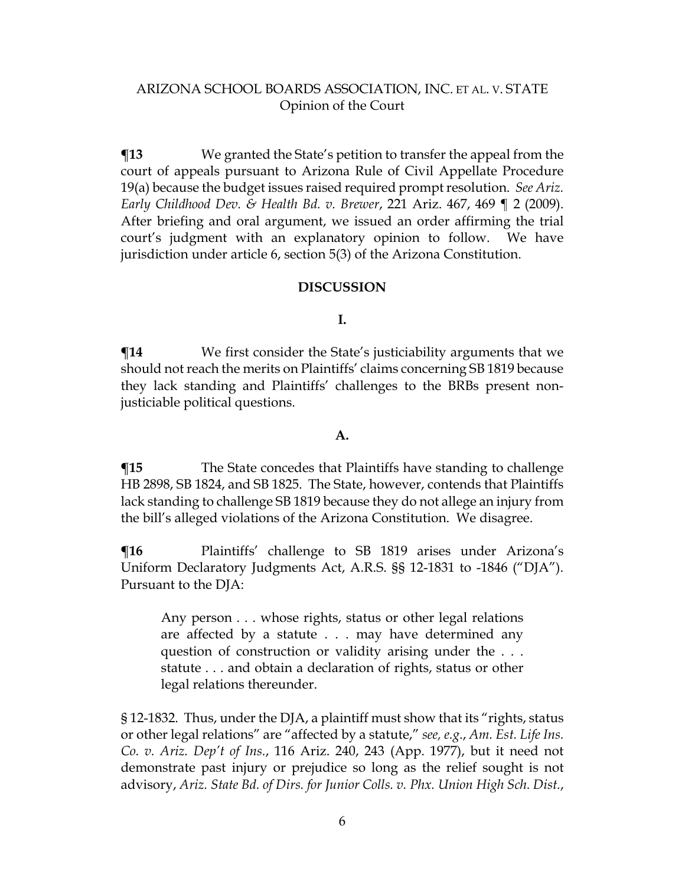**¶13** We granted the State's petition to transfer the appeal from the court of appeals pursuant to Arizona Rule of Civil Appellate Procedure 19(a) because the budget issues raised required prompt resolution. *See Ariz. Early Childhood Dev. & Health Bd. v. Brewer*, 221 Ariz. 467, 469 ¶ 2 (2009). After briefing and oral argument, we issued an order affirming the trial court's judgment with an explanatory opinion to follow. We have jurisdiction under article 6, section 5(3) of the Arizona Constitution.

## DISCUSSION

### I.

**¶14** We first consider the State's justiciability arguments that we should not reach the merits on Plaintiffs' claims concerning SB 1819 because they lack standing and Plaintiffs' challenges to the BRBs present non-justiciable political questions.

### A.

**¶15** The State concedes that Plaintiffs have standing to challenge HB 2898, SB 1824, and SB 1825. The State, however, contends that Plaintiffs lack standing to challenge SB 1819 because they do not allege an injury from the bill's alleged violations of the Arizona Constitution. We disagree.

**¶16** Plaintiffs' challenge to SB 1819 arises under Arizona's Uniform Declaratory Judgments Act, A.R.S. §§ 12-1831 to -1846 ("DJA"). Pursuant to the DJA:

> Any person . . . whose rights, status or other legal relations are affected by a statute . . . may have determined any question of construction or validity arising under the . . . statute . . . and obtain a declaration of rights, status or other legal relations thereunder.

§ 12-1832. Thus, under the DJA, a plaintiff must show that its "rights, status or other legal relations" are "affected by a statute," *see, e.g.*, *Am. Est. Life Ins. Co. v. Ariz. Dep't of Ins.*, 116 Ariz. 240, 243 (App. 1977), but it need not demonstrate past injury or prejudice so long as the relief sought is not advisory, *Ariz. State Bd. of Dirs. for Junior Colls. v. Phx. Union High Sch. Dist.*,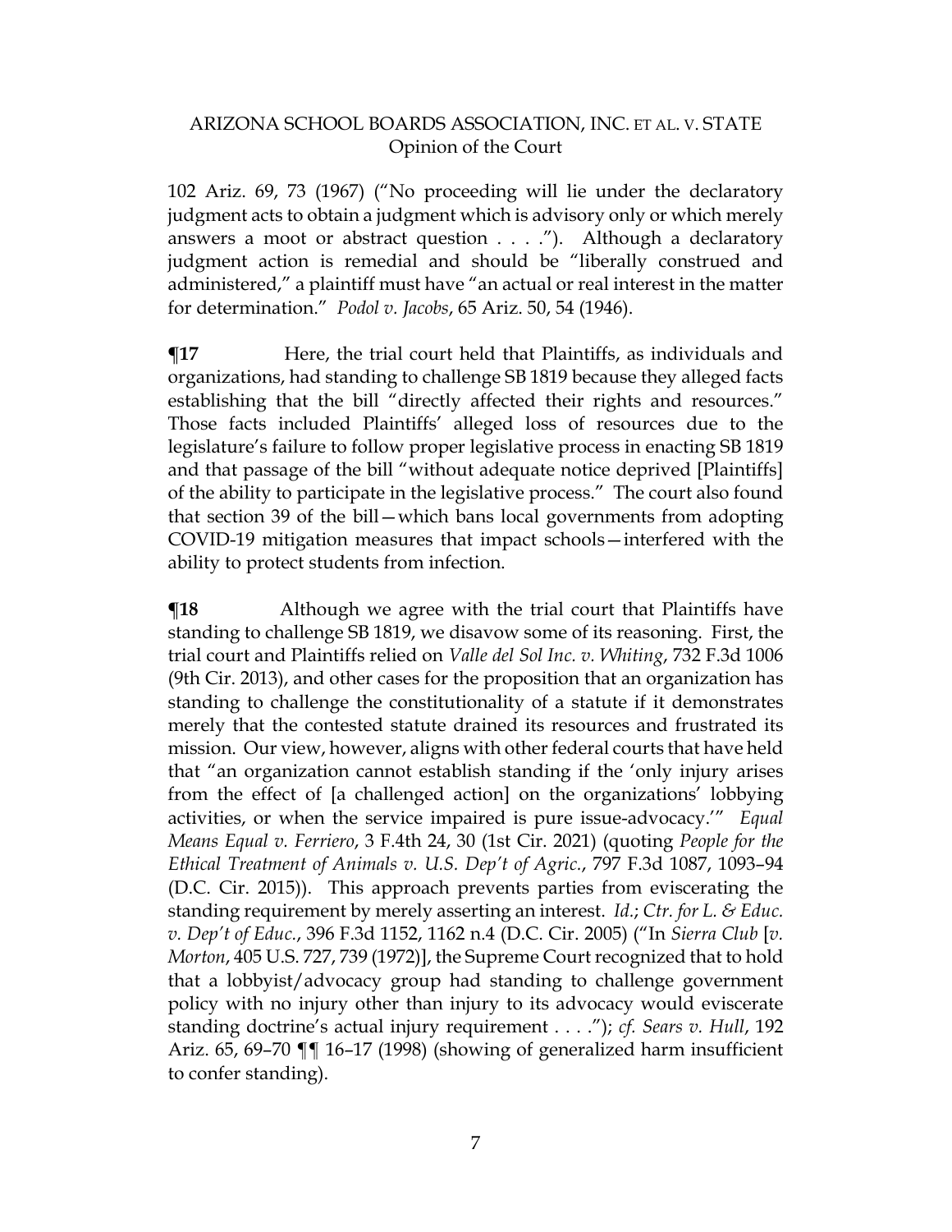102 Ariz. 69, 73 (1967) ("No proceeding will lie under the declaratory judgment acts to obtain a judgment which is advisory only or which merely answers a moot or abstract question . . . ."). Although a declaratory judgment action is remedial and should be "liberally construed and administered," a plaintiff must have "an actual or real interest in the matter for determination." *Podol v. Jacobs*, 65 Ariz. 50, 54 (1946).

**¶17** Here, the trial court held that Plaintiffs, as individuals and organizations, had standing to challenge SB 1819 because they alleged facts establishing that the bill "directly affected their rights and resources." Those facts included Plaintiffs' alleged loss of resources due to the legislature's failure to follow proper legislative process in enacting SB 1819 and that passage of the bill "without adequate notice deprived [Plaintiffs] of the ability to participate in the legislative process." The court also found that section 39 of the bill—which bans local governments from adopting COVID-19 mitigation measures that impact schools—interfered with the ability to protect students from infection.

**¶18** Although we agree with the trial court that Plaintiffs have standing to challenge SB 1819, we disavow some of its reasoning. First, the trial court and Plaintiffs relied on *Valle del Sol Inc. v. Whiting*, 732 F.3d 1006 (9th Cir. 2013), and other cases for the proposition that an organization has standing to challenge the constitutionality of a statute if it demonstrates merely that the contested statute drained its resources and frustrated its mission. Our view, however, aligns with other federal courts that have held that "an organization cannot establish standing if the 'only injury arises from the effect of [a challenged action] on the organizations' lobbying activities, or when the service impaired is pure issue-advocacy.'" *Equal Means Equal v. Ferriero*, 3 F.4th 24, 30 (1st Cir. 2021) (quoting *People for the Ethical Treatment of Animals v. U.S. Dep't of Agric.*, 797 F.3d 1087, 1093–94 (D.C. Cir. 2015)). This approach prevents parties from eviscerating the standing requirement by merely asserting an interest. *Id.*; *Ctr. for L. & Educ. v. Dep't of Educ.*, 396 F.3d 1152, 1162 n.4 (D.C. Cir. 2005) ("In *Sierra Club* [*v. Morton*, 405 U.S. 727, 739 (1972)], the Supreme Court recognized that to hold that a lobbyist/advocacy group had standing to challenge government policy with no injury other than injury to its advocacy would eviscerate standing doctrine's actual injury requirement . . . ."); *cf. Sears v. Hull*, 192 Ariz. 65, 69–70 ¶¶ 16–17 (1998) (showing of generalized harm insufficient to confer standing).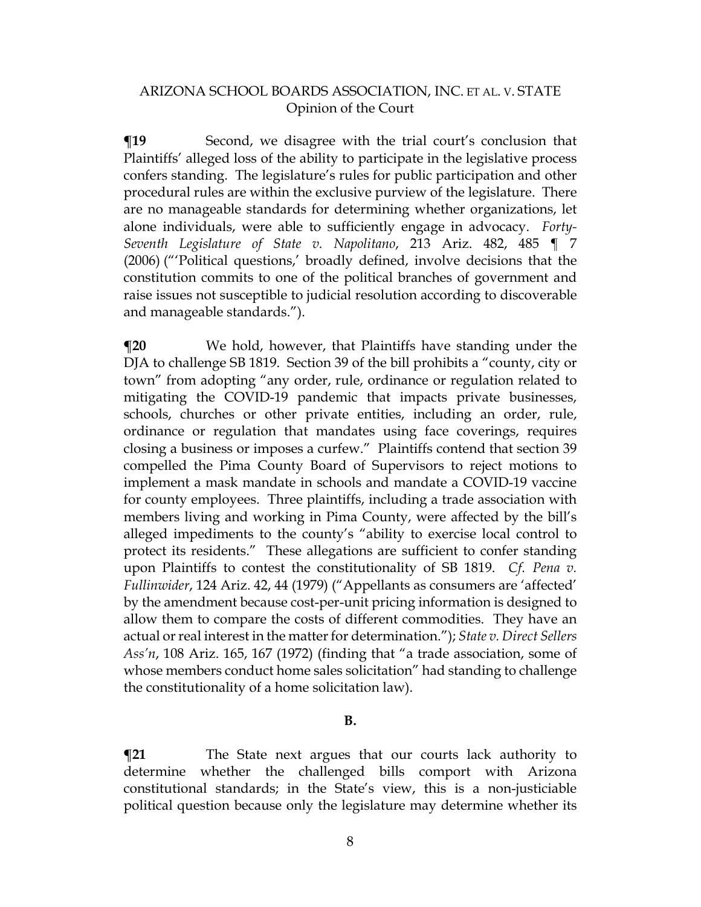**¶19** Second, we disagree with the trial court's conclusion that Plaintiffs' alleged loss of the ability to participate in the legislative process confers standing. The legislature's rules for public participation and other procedural rules are within the exclusive purview of the legislature. There are no manageable standards for determining whether organizations, let alone individuals, were able to sufficiently engage in advocacy. *Forty-Seventh Legislature of State v. Napolitano*, 213 Ariz. 482, 485 ¶ 7 (2006) ("'Political questions,' broadly defined, involve decisions that the constitution commits to one of the political branches of government and raise issues not susceptible to judicial resolution according to discoverable and manageable standards.").

**¶20** We hold, however, that Plaintiffs have standing under the DJA to challenge SB 1819. Section 39 of the bill prohibits a "county, city or town" from adopting "any order, rule, ordinance or regulation related to mitigating the COVID-19 pandemic that impacts private businesses, schools, churches or other private entities, including an order, rule, ordinance or regulation that mandates using face coverings, requires closing a business or imposes a curfew." Plaintiffs contend that section 39 compelled the Pima County Board of Supervisors to reject motions to implement a mask mandate in schools and mandate a COVID-19 vaccine for county employees. Three plaintiffs, including a trade association with members living and working in Pima County, were affected by the bill's alleged impediments to the county's "ability to exercise local control to protect its residents." These allegations are sufficient to confer standing upon Plaintiffs to contest the constitutionality of SB 1819. *Cf. Pena v. Fullinwider*, 124 Ariz. 42, 44 (1979) ("Appellants as consumers are 'affected' by the amendment because cost-per-unit pricing information is designed to allow them to compare the costs of different commodities. They have an actual or real interest in the matter for determination."); *State v. Direct Sellers Ass'n*, 108 Ariz. 165, 167 (1972) (finding that "a trade association, some of whose members conduct home sales solicitation" had standing to challenge the constitutionality of a home solicitation law).

**B.**

**¶21** The State next argues that our courts lack authority to determine whether the challenged bills comport with Arizona constitutional standards; in the State's view, this is a non-justiciable political question because only the legislature may determine whether its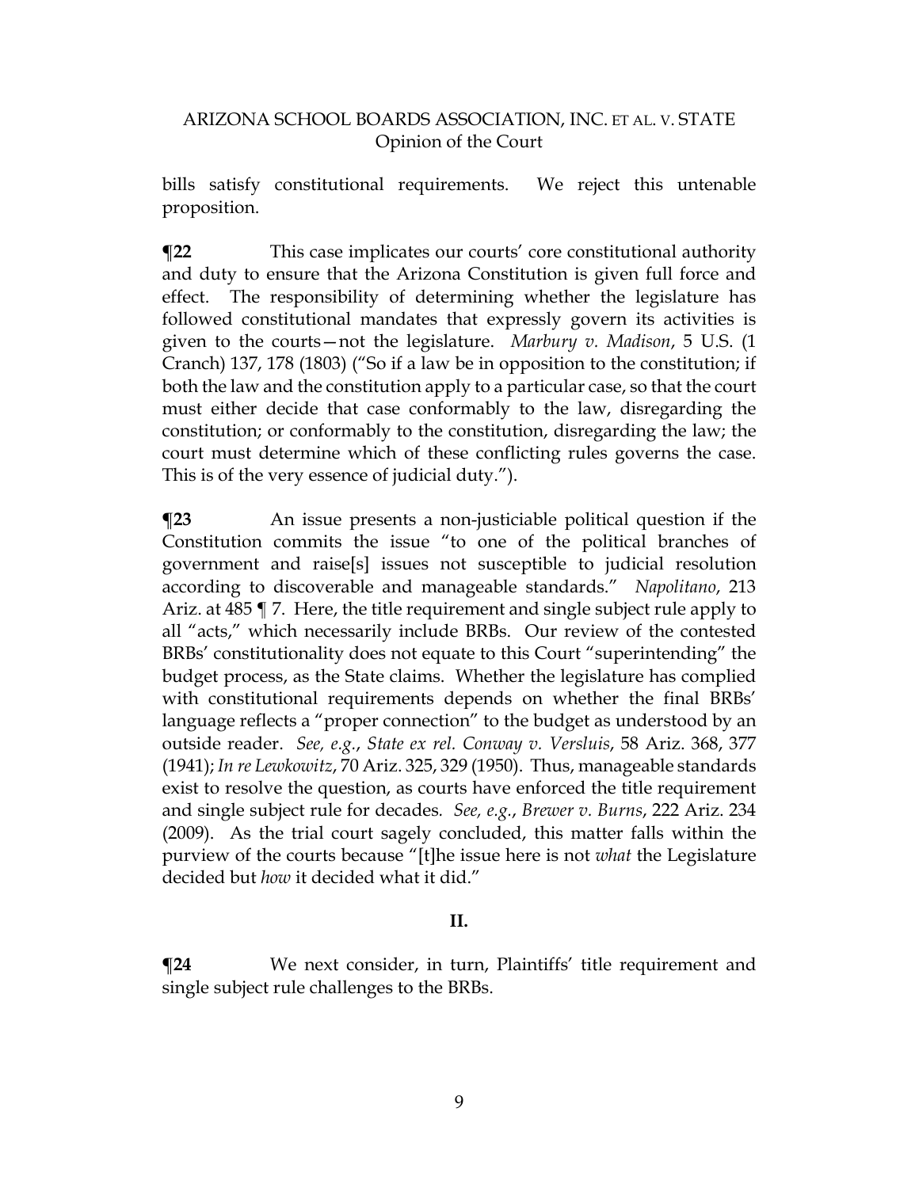bills satisfy constitutional requirements. We reject this untenable proposition.

**¶22** This case implicates our courts' core constitutional authority and duty to ensure that the Arizona Constitution is given full force and effect. The responsibility of determining whether the legislature has followed constitutional mandates that expressly govern its activities is given to the courts—not the legislature. *Marbury v. Madison*, 5 U.S. (1 Cranch) 137, 178 (1803) ("So if a law be in opposition to the constitution; if both the law and the constitution apply to a particular case, so that the court must either decide that case conformably to the law, disregarding the constitution; or conformably to the constitution, disregarding the law; the court must determine which of these conflicting rules governs the case. This is of the very essence of judicial duty.").

**¶23** An issue presents a non-justiciable political question if the Constitution commits the issue "to one of the political branches of government and raise[s] issues not susceptible to judicial resolution according to discoverable and manageable standards." *Napolitano*, 213 Ariz. at 485 ¶ 7. Here, the title requirement and single subject rule apply to all "acts," which necessarily include BRBs. Our review of the contested BRBs' constitutionality does not equate to this Court "superintending" the budget process, as the State claims. Whether the legislature has complied with constitutional requirements depends on whether the final BRBs' language reflects a "proper connection" to the budget as understood by an outside reader. *See, e.g.*, *State ex rel. Conway v. Versluis*, 58 Ariz. 368, 377 (1941); *In re Lewkowitz*, 70 Ariz. 325, 329 (1950). Thus, manageable standards exist to resolve the question, as courts have enforced the title requirement and single subject rule for decades. *See, e.g.*, *Brewer v. Burns*, 222 Ariz. 234 (2009). As the trial court sagely concluded, this matter falls within the purview of the courts because "[t]he issue here is not *what* the Legislature decided but *how* it decided what it did."

## II.

**¶24** We next consider, in turn, Plaintiffs' title requirement and single subject rule challenges to the BRBs.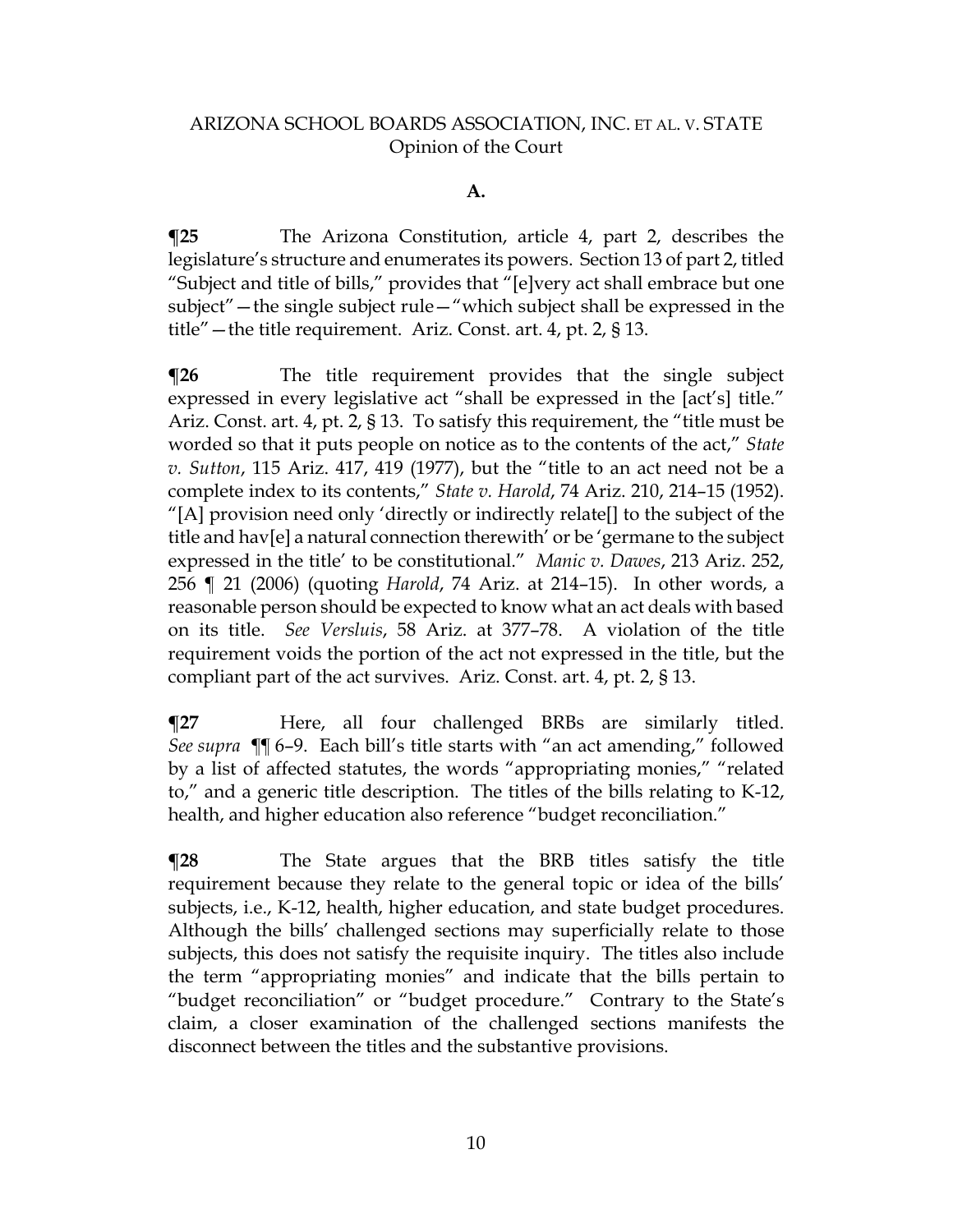### A.

**¶25** The Arizona Constitution, article 4, part 2, describes the legislature's structure and enumerates its powers. Section 13 of part 2, titled "Subject and title of bills," provides that "[e]very act shall embrace but one subject"—the single subject rule—"which subject shall be expressed in the title"—the title requirement. Ariz. Const. art. 4, pt. 2, § 13.

**¶26** The title requirement provides that the single subject expressed in every legislative act "shall be expressed in the [act's] title." Ariz. Const. art. 4, pt. 2, § 13. To satisfy this requirement, the "title must be worded so that it puts people on notice as to the contents of the act," *State v. Sutton*, 115 Ariz. 417, 419 (1977), but the "title to an act need not be a complete index to its contents," *State v. Harold*, 74 Ariz. 210, 214–15 (1952). "[A] provision need only 'directly or indirectly relate[] to the subject of the title and hav[e] a natural connection therewith' or be 'germane to the subject expressed in the title' to be constitutional." *Manic v. Dawes*, 213 Ariz. 252, 256 ¶ 21 (2006) (quoting *Harold*, 74 Ariz. at 214–15). In other words, a reasonable person should be expected to know what an act deals with based on its title. *See Versluis*, 58 Ariz. at 377–78. A violation of the title requirement voids the portion of the act not expressed in the title, but the compliant part of the act survives. Ariz. Const. art. 4, pt. 2, § 13.

**¶27** Here, all four challenged BRBs are similarly titled. *See supra* ¶¶ 6–9. Each bill's title starts with "an act amending," followed by a list of affected statutes, the words "appropriating monies," "related to," and a generic title description. The titles of the bills relating to K-12, health, and higher education also reference "budget reconciliation."

**¶28** The State argues that the BRB titles satisfy the title requirement because they relate to the general topic or idea of the bills' subjects, i.e., K-12, health, higher education, and state budget procedures. Although the bills' challenged sections may superficially relate to those subjects, this does not satisfy the requisite inquiry. The titles also include the term "appropriating monies" and indicate that the bills pertain to "budget reconciliation" or "budget procedure." Contrary to the State's claim, a closer examination of the challenged sections manifests the disconnect between the titles and the substantive provisions.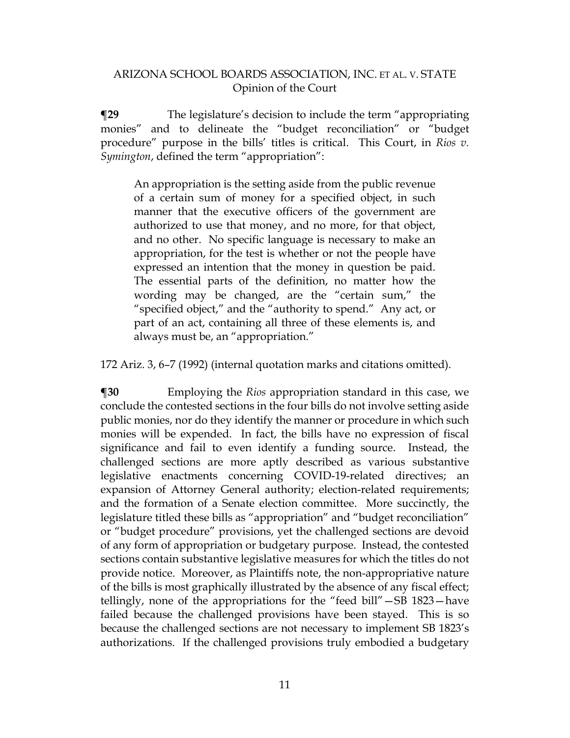**¶29** The legislature's decision to include the term "appropriating monies" and to delineate the "budget reconciliation" or "budget procedure" purpose in the bills' titles is critical. This Court, in *Rios v. Symington*, defined the term "appropriation":

> An appropriation is the setting aside from the public revenue of a certain sum of money for a specified object, in such manner that the executive officers of the government are authorized to use that money, and no more, for that object, and no other. No specific language is necessary to make an appropriation, for the test is whether or not the people have expressed an intention that the money in question be paid. The essential parts of the definition, no matter how the wording may be changed, are the "certain sum," the "specified object," and the "authority to spend." Any act, or part of an act, containing all three of these elements is, and always must be, an "appropriation."

172 Ariz. 3, 6–7 (1992) (internal quotation marks and citations omitted).

**¶30** Employing the *Rios* appropriation standard in this case, we conclude the contested sections in the four bills do not involve setting aside public monies, nor do they identify the manner or procedure in which such monies will be expended. In fact, the bills have no expression of fiscal significance and fail to even identify a funding source. Instead, the challenged sections are more aptly described as various substantive legislative enactments concerning COVID-19-related directives; an expansion of Attorney General authority; election-related requirements; and the formation of a Senate election committee. More succinctly, the legislature titled these bills as "appropriation" and "budget reconciliation" or "budget procedure" provisions, yet the challenged sections are devoid of any form of appropriation or budgetary purpose. Instead, the contested sections contain substantive legislative measures for which the titles do not provide notice. Moreover, as Plaintiffs note, the non-appropriative nature of the bills is most graphically illustrated by the absence of any fiscal effect; tellingly, none of the appropriations for the "feed bill"—SB 1823—have failed because the challenged provisions have been stayed. This is so because the challenged sections are not necessary to implement SB 1823's authorizations. If the challenged provisions truly embodied a budgetary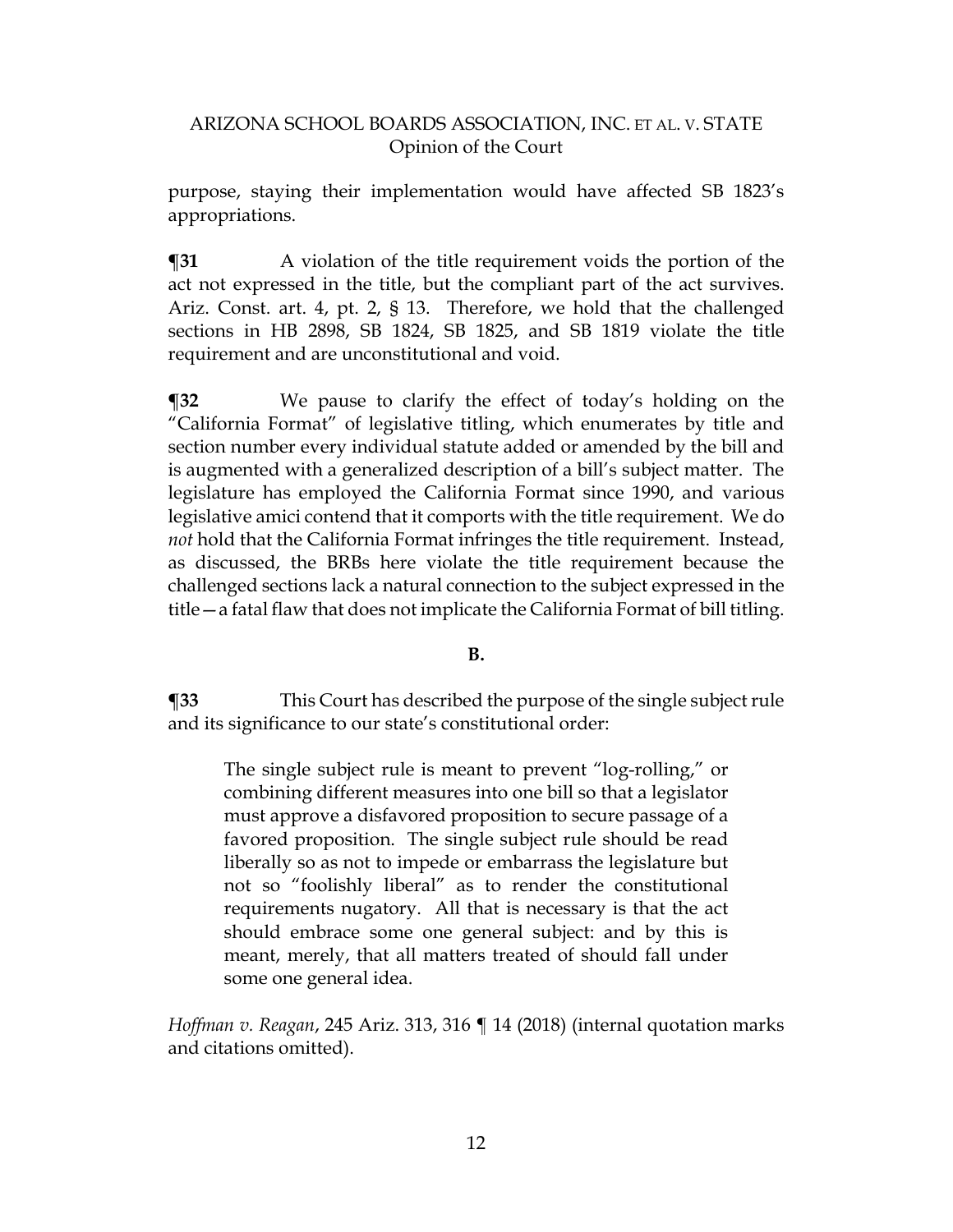purpose, staying their implementation would have affected SB 1823's appropriations.

**¶31** A violation of the title requirement voids the portion of the act not expressed in the title, but the compliant part of the act survives. Ariz. Const. art. 4, pt. 2, § 13. Therefore, we hold that the challenged sections in HB 2898, SB 1824, SB 1825, and SB 1819 violate the title requirement and are unconstitutional and void.

**¶32** We pause to clarify the effect of today's holding on the "California Format" of legislative titling, which enumerates by title and section number every individual statute added or amended by the bill and is augmented with a generalized description of a bill's subject matter. The legislature has employed the California Format since 1990, and various legislative amici contend that it comports with the title requirement. We do *not* hold that the California Format infringes the title requirement. Instead, as discussed, the BRBs here violate the title requirement because the challenged sections lack a natural connection to the subject expressed in the title—a fatal flaw that does not implicate the California Format of bill titling.

**B.**

**¶33** This Court has described the purpose of the single subject rule and its significance to our state's constitutional order:

> The single subject rule is meant to prevent "log-rolling," or combining different measures into one bill so that a legislator must approve a disfavored proposition to secure passage of a favored proposition. The single subject rule should be read liberally so as not to impede or embarrass the legislature but not so "foolishly liberal" as to render the constitutional requirements nugatory. All that is necessary is that the act should embrace some one general subject: and by this is meant, merely, that all matters treated of should fall under some one general idea.

*Hoffman v. Reagan*, 245 Ariz. 313, 316 ¶ 14 (2018) (internal quotation marks and citations omitted).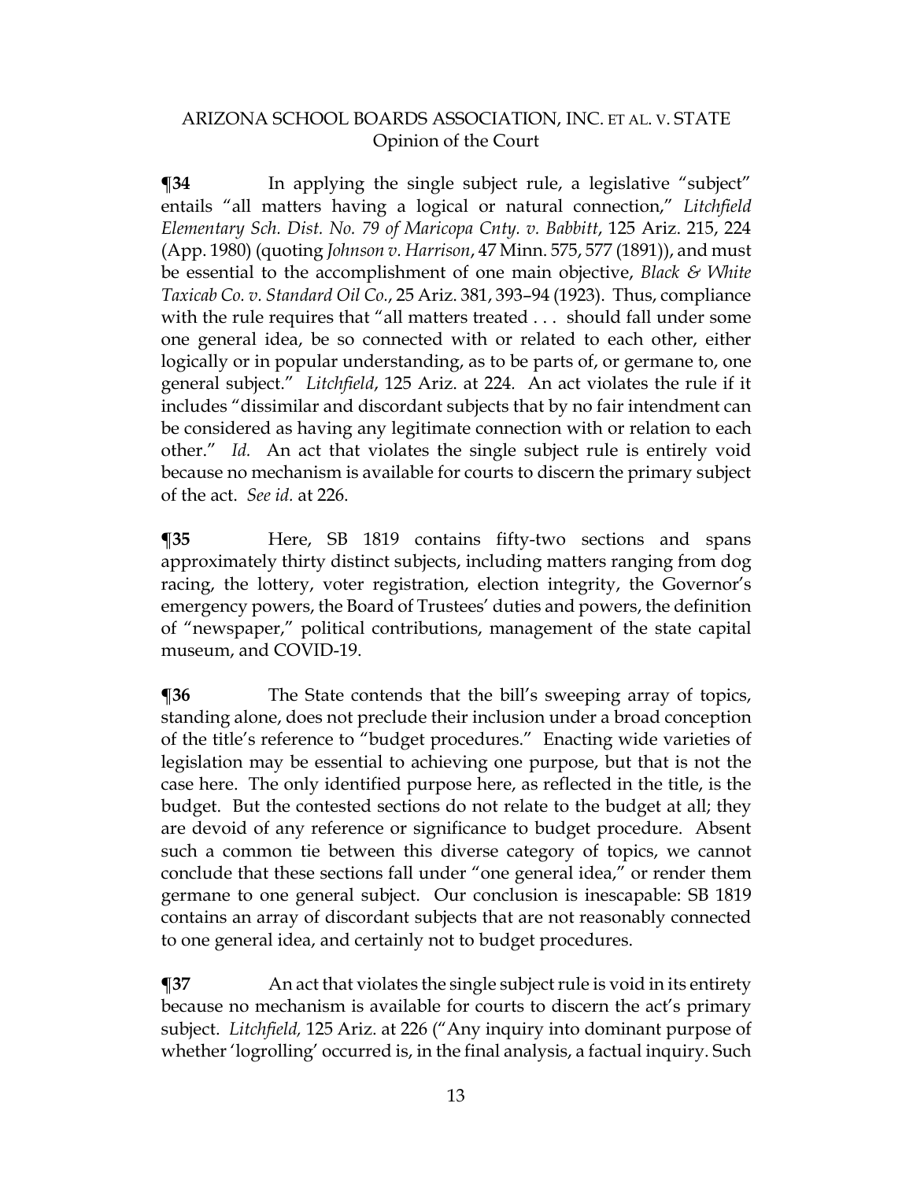**¶34** In applying the single subject rule, a legislative "subject" entails "all matters having a logical or natural connection," *Litchfield Elementary Sch. Dist. No. 79 of Maricopa Cnty. v. Babbitt*, 125 Ariz. 215, 224 (App. 1980) (quoting *Johnson v. Harrison*, 47 Minn. 575, 577 (1891)), and must be essential to the accomplishment of one main objective, *Black & White Taxicab Co. v. Standard Oil Co.*, 25 Ariz. 381, 393–94 (1923). Thus, compliance with the rule requires that "all matters treated . . . should fall under some one general idea, be so connected with or related to each other, either logically or in popular understanding, as to be parts of, or germane to, one general subject." *Litchfield*, 125 Ariz. at 224. An act violates the rule if it includes "dissimilar and discordant subjects that by no fair intendment can be considered as having any legitimate connection with or relation to each other." *Id.* An act that violates the single subject rule is entirely void because no mechanism is available for courts to discern the primary subject of the act. *See id.* at 226.

**¶35** Here, SB 1819 contains fifty-two sections and spans approximately thirty distinct subjects, including matters ranging from dog racing, the lottery, voter registration, election integrity, the Governor's emergency powers, the Board of Trustees' duties and powers, the definition of "newspaper," political contributions, management of the state capital museum, and COVID-19.

**¶36** The State contends that the bill's sweeping array of topics, standing alone, does not preclude their inclusion under a broad conception of the title's reference to "budget procedures." Enacting wide varieties of legislation may be essential to achieving one purpose, but that is not the case here. The only identified purpose here, as reflected in the title, is the budget. But the contested sections do not relate to the budget at all; they are devoid of any reference or significance to budget procedure. Absent such a common tie between this diverse category of topics, we cannot conclude that these sections fall under "one general idea," or render them germane to one general subject. Our conclusion is inescapable: SB 1819 contains an array of discordant subjects that are not reasonably connected to one general idea, and certainly not to budget procedures.

**¶37** An act that violates the single subject rule is void in its entirety because no mechanism is available for courts to discern the act's primary subject. *Litchfield,* 125 Ariz. at 226 ("Any inquiry into dominant purpose of whether 'logrolling' occurred is, in the final analysis, a factual inquiry. Such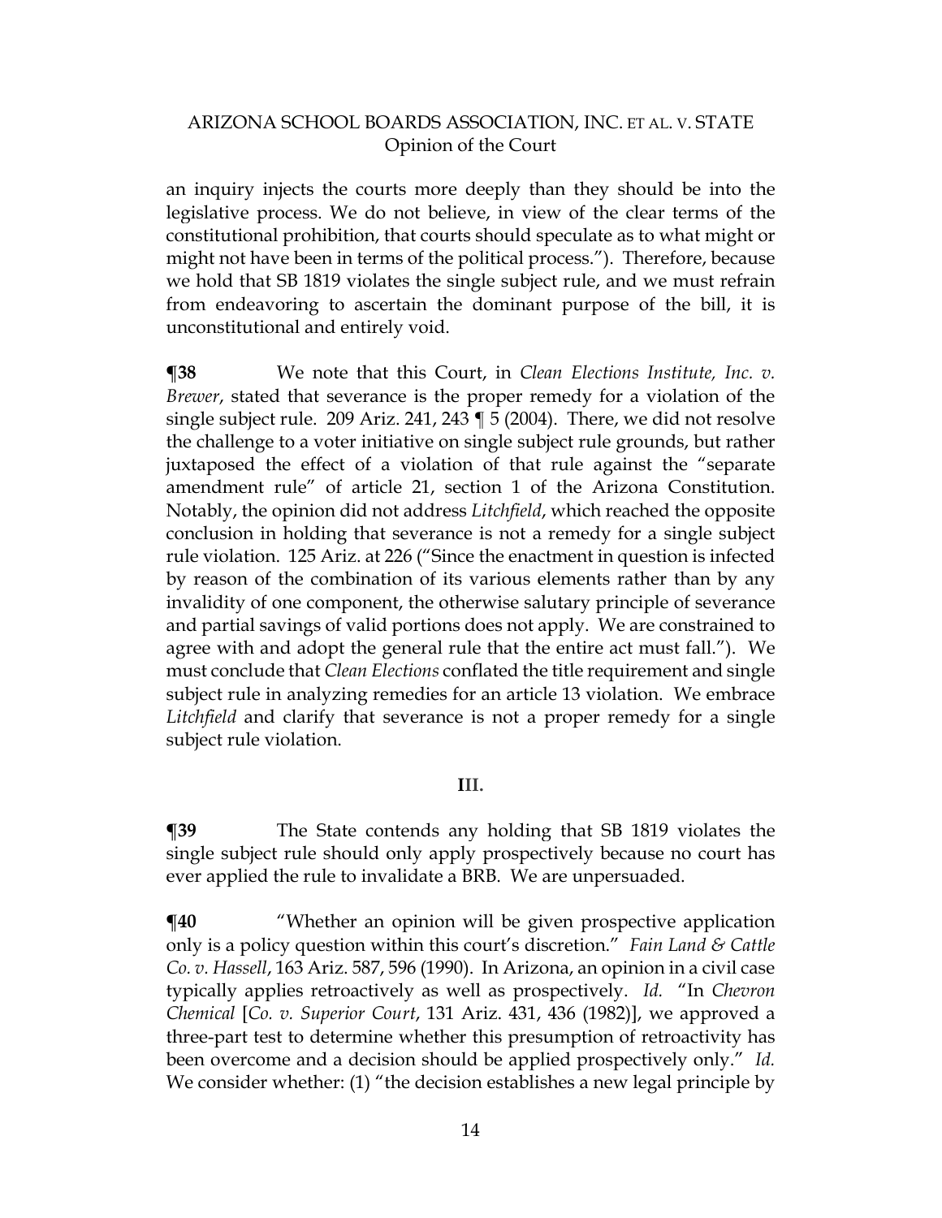an inquiry injects the courts more deeply than they should be into the legislative process. We do not believe, in view of the clear terms of the constitutional prohibition, that courts should speculate as to what might or might not have been in terms of the political process."). Therefore, because we hold that SB 1819 violates the single subject rule, and we must refrain from endeavoring to ascertain the dominant purpose of the bill, it is unconstitutional and entirely void.

**¶38** We note that this Court, in *Clean Elections Institute, Inc. v. Brewer*, stated that severance is the proper remedy for a violation of the single subject rule. 209 Ariz. 241, 243 ¶ 5 (2004). There, we did not resolve the challenge to a voter initiative on single subject rule grounds, but rather juxtaposed the effect of a violation of that rule against the "separate amendment rule" of article 21, section 1 of the Arizona Constitution. Notably, the opinion did not address *Litchfield*, which reached the opposite conclusion in holding that severance is not a remedy for a single subject rule violation. 125 Ariz. at 226 ("Since the enactment in question is infected by reason of the combination of its various elements rather than by any invalidity of one component, the otherwise salutary principle of severance and partial savings of valid portions does not apply. We are constrained to agree with and adopt the general rule that the entire act must fall."). We must conclude that *Clean Elections* conflated the title requirement and single subject rule in analyzing remedies for an article 13 violation. We embrace *Litchfield* and clarify that severance is not a proper remedy for a single subject rule violation.

## III.

**¶39** The State contends any holding that SB 1819 violates the single subject rule should only apply prospectively because no court has ever applied the rule to invalidate a BRB. We are unpersuaded.

**¶40** "Whether an opinion will be given prospective application only is a policy question within this court's discretion." *Fain Land & Cattle Co. v. Hassell*, 163 Ariz. 587, 596 (1990). In Arizona, an opinion in a civil case typically applies retroactively as well as prospectively. *Id.* "In *Chevron Chemical* [*Co. v. Superior Court*, 131 Ariz. 431, 436 (1982)], we approved a three-part test to determine whether this presumption of retroactivity has been overcome and a decision should be applied prospectively only." *Id.* We consider whether: (1) "the decision establishes a new legal principle by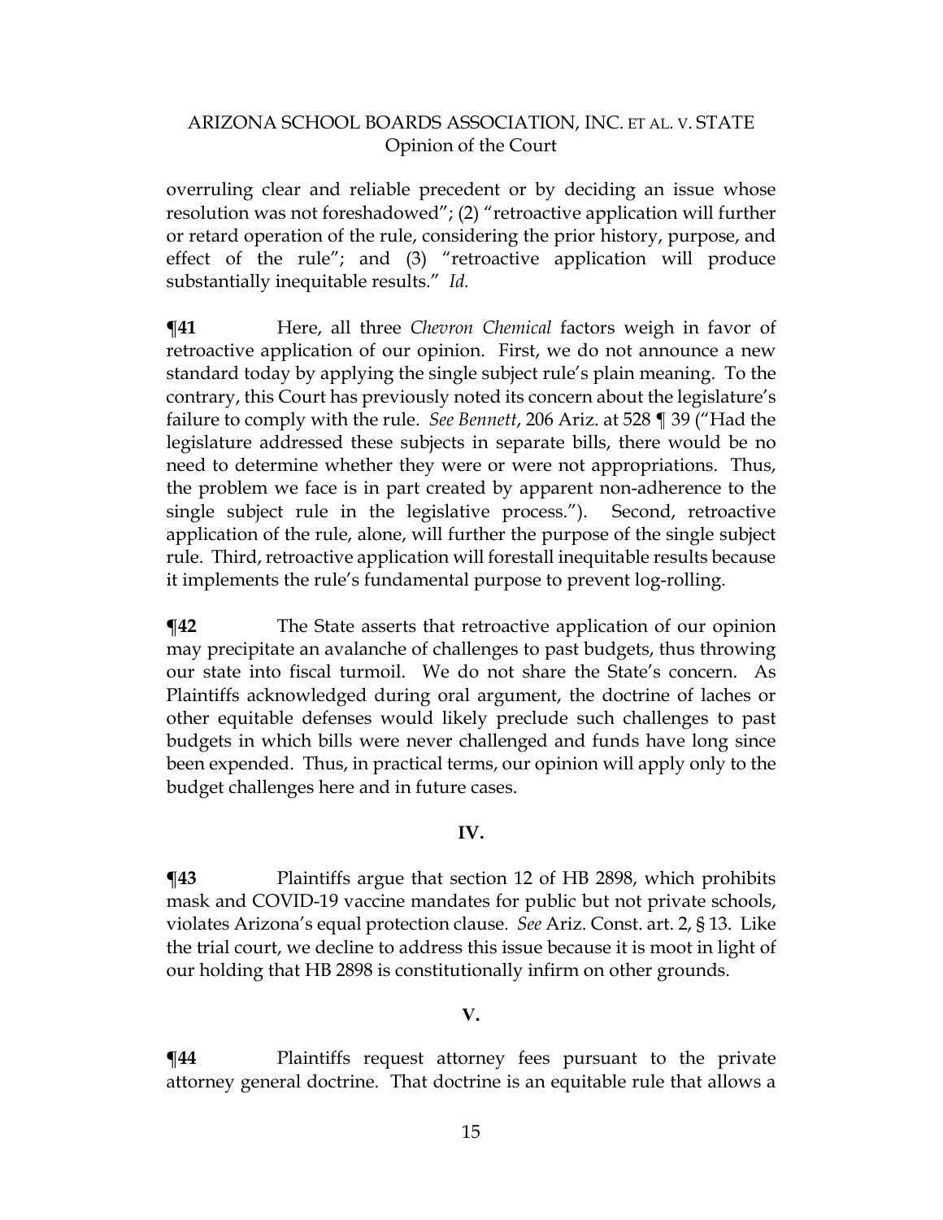overruling clear and reliable precedent or by deciding an issue whose resolution was not foreshadowed"; (2) "retroactive application will further or retard operation of the rule, considering the prior history, purpose, and effect of the rule"; and (3) "retroactive application will produce substantially inequitable results." *Id.*

**¶41** Here, all three *Chevron Chemical* factors weigh in favor of retroactive application of our opinion. First, we do not announce a new standard today by applying the single subject rule's plain meaning. To the contrary, this Court has previously noted its concern about the legislature's failure to comply with the rule. *See Bennett*, 206 Ariz. at 528 ¶ 39 ("Had the legislature addressed these subjects in separate bills, there would be no need to determine whether they were or were not appropriations. Thus, the problem we face is in part created by apparent non-adherence to the single subject rule in the legislative process."). Second, retroactive application of the rule, alone, will further the purpose of the single subject rule. Third, retroactive application will forestall inequitable results because it implements the rule's fundamental purpose to prevent log-rolling.

**¶42** The State asserts that retroactive application of our opinion may precipitate an avalanche of challenges to past budgets, thus throwing our state into fiscal turmoil. We do not share the State's concern. As Plaintiffs acknowledged during oral argument, the doctrine of laches or other equitable defenses would likely preclude such challenges to past budgets in which bills were never challenged and funds have long since been expended. Thus, in practical terms, our opinion will apply only to the budget challenges here and in future cases.

## IV.

**¶43** Plaintiffs argue that section 12 of HB 2898, which prohibits mask and COVID-19 vaccine mandates for public but not private schools, violates Arizona's equal protection clause. *See* Ariz. Const. art. 2, § 13. Like the trial court, we decline to address this issue because it is moot in light of our holding that HB 2898 is constitutionally infirm on other grounds.

## V.

**¶44** Plaintiffs request attorney fees pursuant to the private attorney general doctrine. That doctrine is an equitable rule that allows a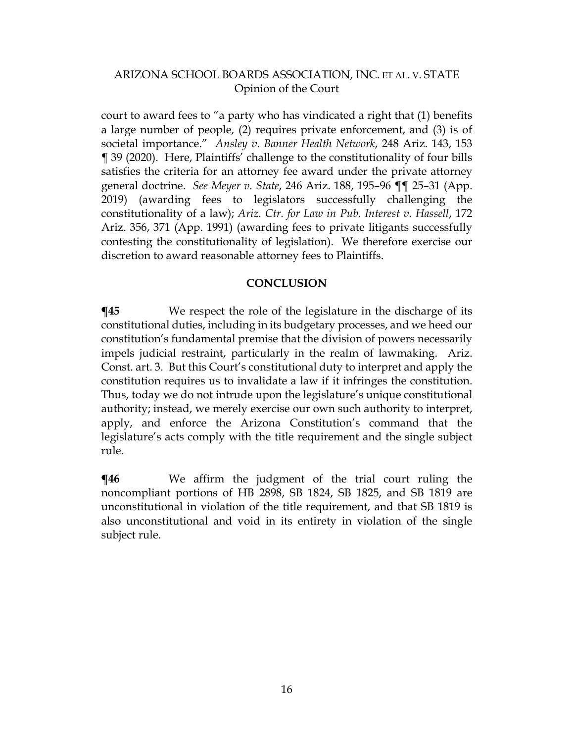court to award fees to "a party who has vindicated a right that (1) benefits a large number of people, (2) requires private enforcement, and (3) is of societal importance." *Ansley v. Banner Health Network*, 248 Ariz. 143, 153 ¶ 39 (2020). Here, Plaintiffs' challenge to the constitutionality of four bills satisfies the criteria for an attorney fee award under the private attorney general doctrine. *See Meyer v. State*, 246 Ariz. 188, 195–96 ¶¶ 25–31 (App. 2019) (awarding fees to legislators successfully challenging the constitutionality of a law); *Ariz. Ctr. for Law in Pub. Interest v. Hassell*, 172 Ariz. 356, 371 (App. 1991) (awarding fees to private litigants successfully contesting the constitutionality of legislation). We therefore exercise our discretion to award reasonable attorney fees to Plaintiffs.

## CONCLUSION

**¶45** We respect the role of the legislature in the discharge of its constitutional duties, including in its budgetary processes, and we heed our constitution's fundamental premise that the division of powers necessarily impels judicial restraint, particularly in the realm of lawmaking. Ariz. Const. art. 3. But this Court's constitutional duty to interpret and apply the constitution requires us to invalidate a law if it infringes the constitution. Thus, today we do not intrude upon the legislature's unique constitutional authority; instead, we merely exercise our own such authority to interpret, apply, and enforce the Arizona Constitution's command that the legislature's acts comply with the title requirement and the single subject rule.

**¶46** We affirm the judgment of the trial court ruling the noncompliant portions of HB 2898, SB 1824, SB 1825, and SB 1819 are unconstitutional in violation of the title requirement, and that SB 1819 is also unconstitutional and void in its entirety in violation of the single subject rule.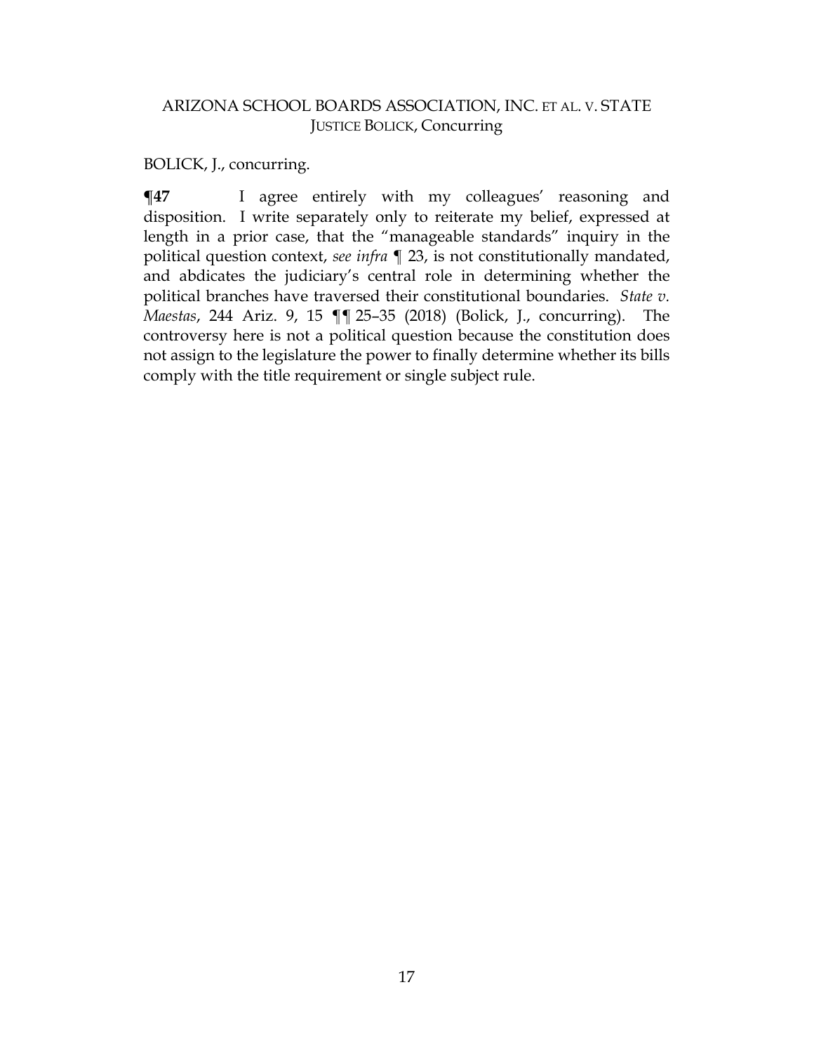BOLICK, J., concurring.

**¶47** I agree entirely with my colleagues' reasoning and disposition. I write separately only to reiterate my belief, expressed at length in a prior case, that the "manageable standards" inquiry in the political question context, *see infra* ¶ 23, is not constitutionally mandated, and abdicates the judiciary's central role in determining whether the political branches have traversed their constitutional boundaries. *State v. Maestas*, 244 Ariz. 9, 15 ¶¶ 25–35 (2018) (Bolick, J., concurring). The controversy here is not a political question because the constitution does not assign to the legislature the power to finally determine whether its bills comply with the title requirement or single subject rule.